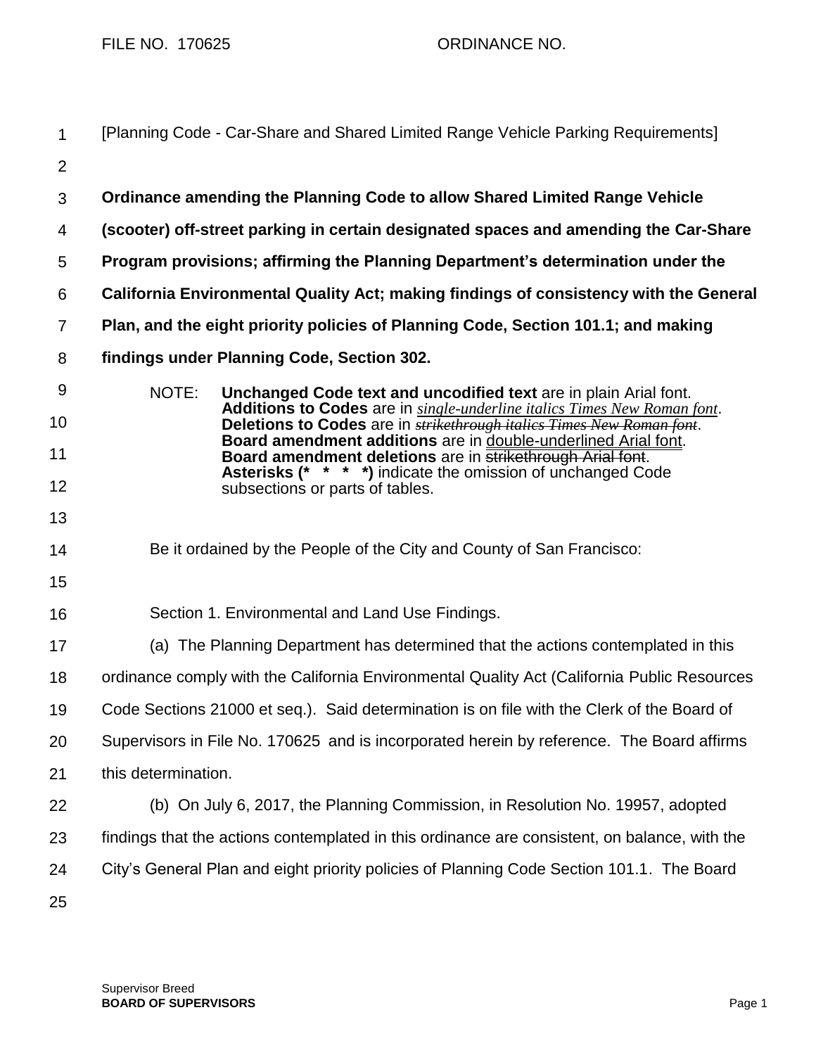FILE NO. 170625 ORDINANCE NO.

[Planning Code - Car-Share and Shared Limited Range Vehicle Parking Requirements]

**Ordinance amending the Planning Code to allow Shared Limited Range Vehicle (scooter) off-street parking in certain designated spaces and amending the Car-Share Program provisions; affirming the Planning Department's determination under the California Environmental Quality Act; making findings of consistency with the General Plan, and the eight priority policies of Planning Code, Section 101.1; and making findings under Planning Code, Section 302.**

NOTE: **Unchanged Code text and uncodified text** are in plain Arial font. **Additions to Codes** are in *single-underline italics Times New Roman font*. **Deletions to Codes** are in ~~*strikethrough italics Times New Roman font*~~. **Board amendment additions** are in double-underlined Arial font. **Board amendment deletions** are in ~~strikethrough Arial font~~. **Asterisks (\* \* \* \*)** indicate the omission of unchanged Code subsections or parts of tables.

Be it ordained by the People of the City and County of San Francisco:

Section 1. Environmental and Land Use Findings.

(a) The Planning Department has determined that the actions contemplated in this ordinance comply with the California Environmental Quality Act (California Public Resources Code Sections 21000 et seq.). Said determination is on file with the Clerk of the Board of Supervisors in File No. 170625 and is incorporated herein by reference. The Board affirms this determination.

(b) On July 6, 2017, the Planning Commission, in Resolution No. 19957, adopted findings that the actions contemplated in this ordinance are consistent, on balance, with the City's General Plan and eight priority policies of Planning Code Section 101.1. The Board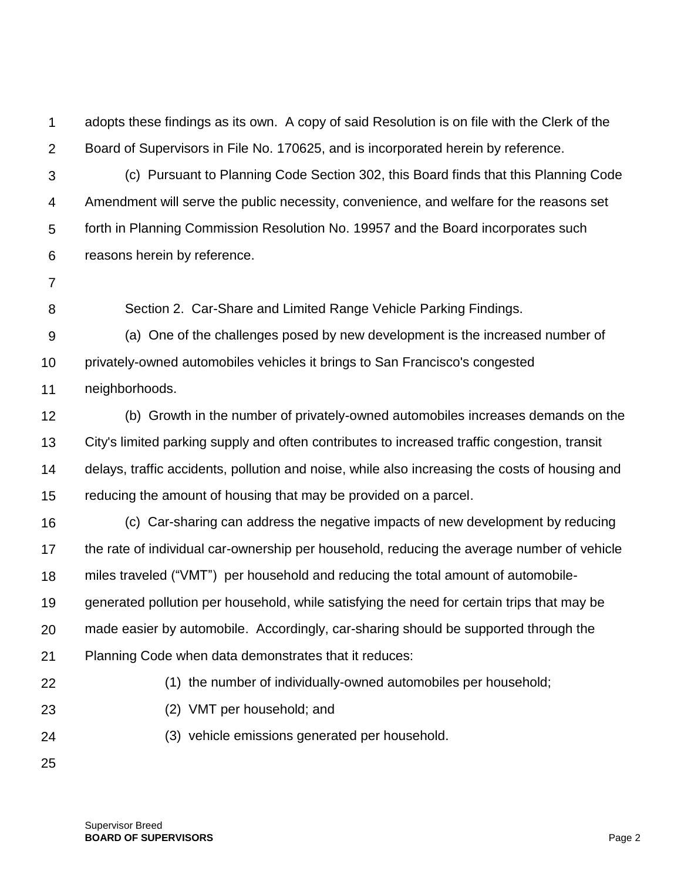adopts these findings as its own. A copy of said Resolution is on file with the Clerk of the Board of Supervisors in File No. 170625, and is incorporated herein by reference.

(c) Pursuant to Planning Code Section 302, this Board finds that this Planning Code Amendment will serve the public necessity, convenience, and welfare for the reasons set forth in Planning Commission Resolution No. 19957 and the Board incorporates such reasons herein by reference.

Section 2. Car-Share and Limited Range Vehicle Parking Findings.

(a) One of the challenges posed by new development is the increased number of privately-owned automobiles vehicles it brings to San Francisco's congested neighborhoods.

(b) Growth in the number of privately-owned automobiles increases demands on the City's limited parking supply and often contributes to increased traffic congestion, transit delays, traffic accidents, pollution and noise, while also increasing the costs of housing and reducing the amount of housing that may be provided on a parcel.

(c) Car-sharing can address the negative impacts of new development by reducing the rate of individual car-ownership per household, reducing the average number of vehicle miles traveled ("VMT") per household and reducing the total amount of automobile-generated pollution per household, while satisfying the need for certain trips that may be made easier by automobile. Accordingly, car-sharing should be supported through the Planning Code when data demonstrates that it reduces:

(1) the number of individually-owned automobiles per household;

(2) VMT per household; and

(3) vehicle emissions generated per household.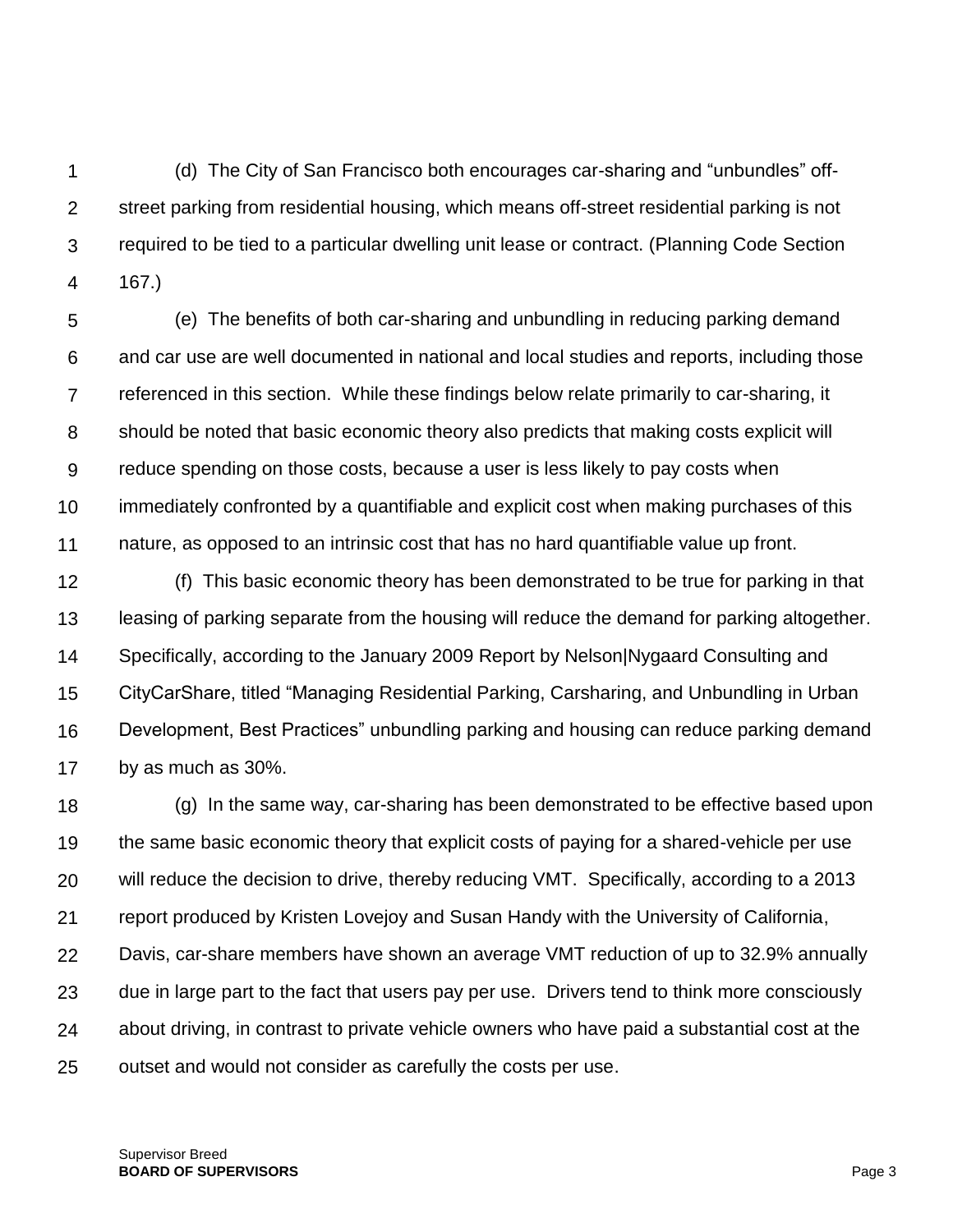(d) The City of San Francisco both encourages car-sharing and "unbundles" off-street parking from residential housing, which means off-street residential parking is not required to be tied to a particular dwelling unit lease or contract. (Planning Code Section 167.)

(e) The benefits of both car-sharing and unbundling in reducing parking demand and car use are well documented in national and local studies and reports, including those referenced in this section. While these findings below relate primarily to car-sharing, it should be noted that basic economic theory also predicts that making costs explicit will reduce spending on those costs, because a user is less likely to pay costs when immediately confronted by a quantifiable and explicit cost when making purchases of this nature, as opposed to an intrinsic cost that has no hard quantifiable value up front.

(f) This basic economic theory has been demonstrated to be true for parking in that leasing of parking separate from the housing will reduce the demand for parking altogether. Specifically, according to the January 2009 Report by Nelson|Nygaard Consulting and CityCarShare, titled "Managing Residential Parking, Carsharing, and Unbundling in Urban Development, Best Practices" unbundling parking and housing can reduce parking demand by as much as 30%.

(g) In the same way, car-sharing has been demonstrated to be effective based upon the same basic economic theory that explicit costs of paying for a shared-vehicle per use will reduce the decision to drive, thereby reducing VMT. Specifically, according to a 2013 report produced by Kristen Lovejoy and Susan Handy with the University of California, Davis, car-share members have shown an average VMT reduction of up to 32.9% annually due in large part to the fact that users pay per use. Drivers tend to think more consciously about driving, in contrast to private vehicle owners who have paid a substantial cost at the outset and would not consider as carefully the costs per use.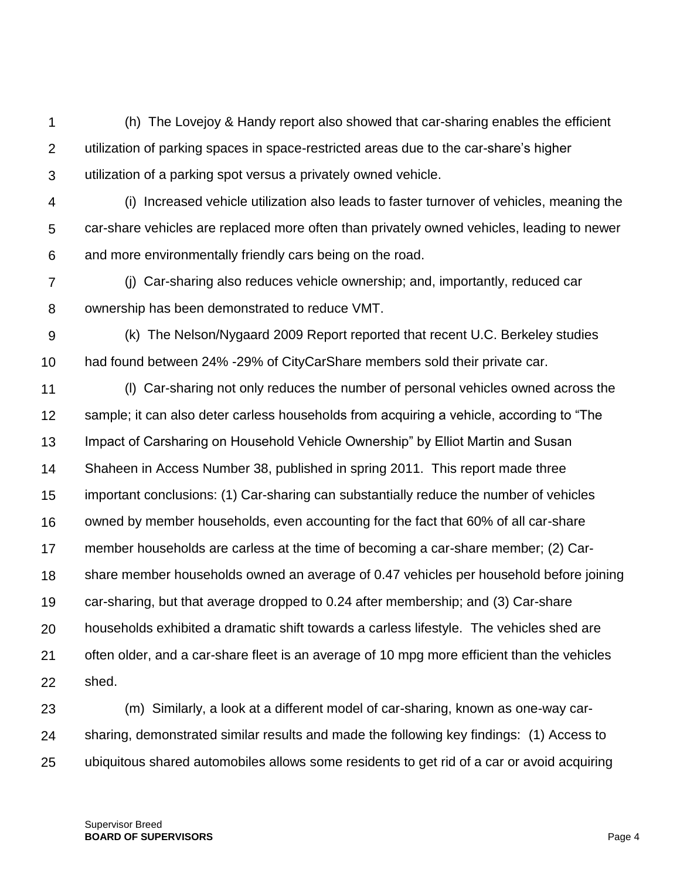(h) The Lovejoy & Handy report also showed that car-sharing enables the efficient utilization of parking spaces in space-restricted areas due to the car-share's higher utilization of a parking spot versus a privately owned vehicle.

(i) Increased vehicle utilization also leads to faster turnover of vehicles, meaning the car-share vehicles are replaced more often than privately owned vehicles, leading to newer and more environmentally friendly cars being on the road.

(j) Car-sharing also reduces vehicle ownership; and, importantly, reduced car ownership has been demonstrated to reduce VMT.

(k) The Nelson/Nygaard 2009 Report reported that recent U.C. Berkeley studies had found between 24% -29% of CityCarShare members sold their private car.

(l) Car-sharing not only reduces the number of personal vehicles owned across the sample; it can also deter carless households from acquiring a vehicle, according to "The Impact of Carsharing on Household Vehicle Ownership" by Elliot Martin and Susan Shaheen in Access Number 38, published in spring 2011. This report made three important conclusions: (1) Car-sharing can substantially reduce the number of vehicles owned by member households, even accounting for the fact that 60% of all car-share member households are carless at the time of becoming a car-share member; (2) Car-share member households owned an average of 0.47 vehicles per household before joining car-sharing, but that average dropped to 0.24 after membership; and (3) Car-share households exhibited a dramatic shift towards a carless lifestyle. The vehicles shed are often older, and a car-share fleet is an average of 10 mpg more efficient than the vehicles shed.

(m) Similarly, a look at a different model of car-sharing, known as one-way car-sharing, demonstrated similar results and made the following key findings: (1) Access to ubiquitous shared automobiles allows some residents to get rid of a car or avoid acquiring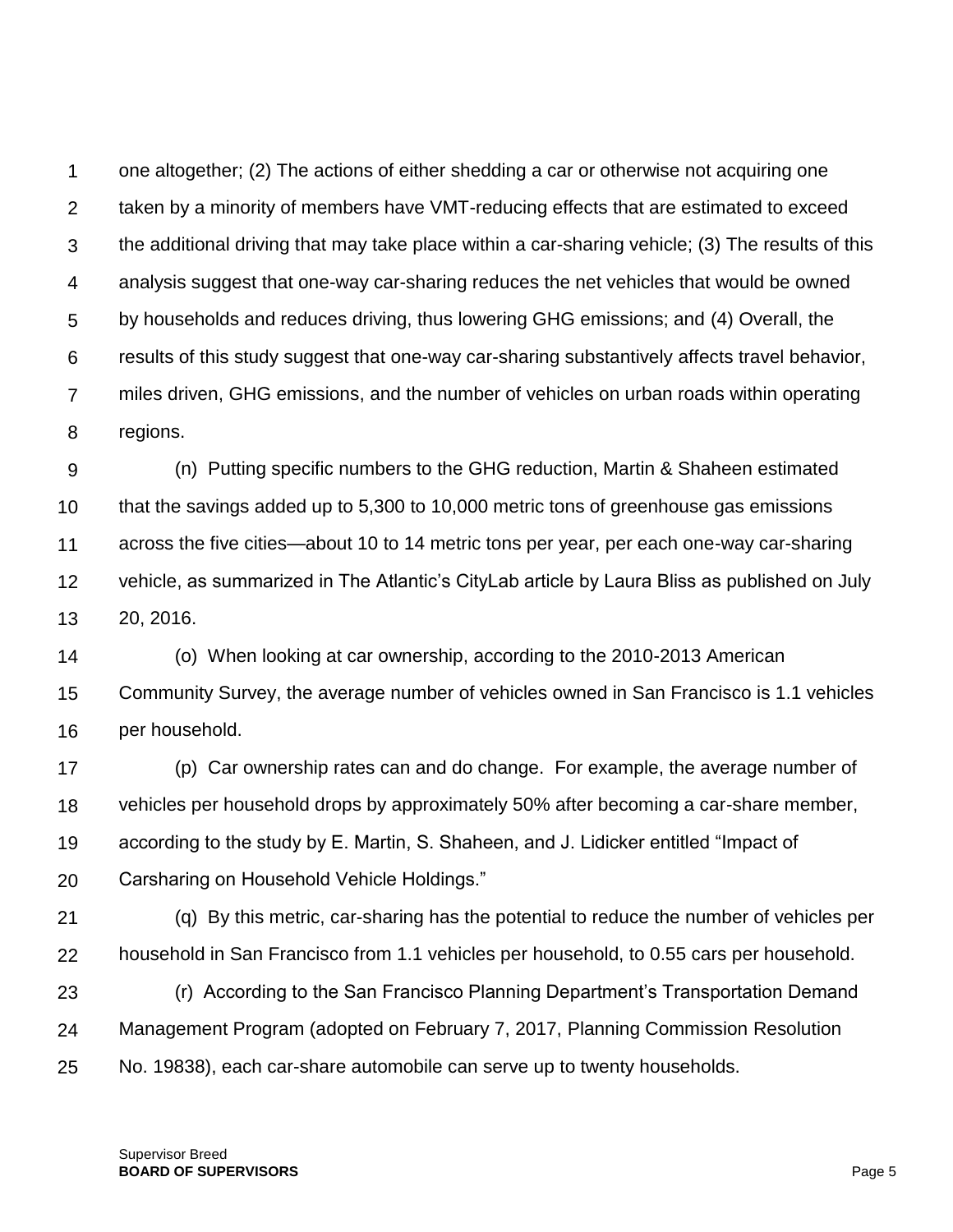one altogether; (2) The actions of either shedding a car or otherwise not acquiring one taken by a minority of members have VMT-reducing effects that are estimated to exceed the additional driving that may take place within a car-sharing vehicle; (3) The results of this analysis suggest that one-way car-sharing reduces the net vehicles that would be owned by households and reduces driving, thus lowering GHG emissions; and (4) Overall, the results of this study suggest that one-way car-sharing substantively affects travel behavior, miles driven, GHG emissions, and the number of vehicles on urban roads within operating regions.

(n) Putting specific numbers to the GHG reduction, Martin & Shaheen estimated that the savings added up to 5,300 to 10,000 metric tons of greenhouse gas emissions across the five cities—about 10 to 14 metric tons per year, per each one-way car-sharing vehicle, as summarized in The Atlantic's CityLab article by Laura Bliss as published on July 20, 2016.

(o) When looking at car ownership, according to the 2010-2013 American Community Survey, the average number of vehicles owned in San Francisco is 1.1 vehicles per household.

(p) Car ownership rates can and do change. For example, the average number of vehicles per household drops by approximately 50% after becoming a car-share member, according to the study by E. Martin, S. Shaheen, and J. Lidicker entitled "Impact of Carsharing on Household Vehicle Holdings."

(q) By this metric, car-sharing has the potential to reduce the number of vehicles per household in San Francisco from 1.1 vehicles per household, to 0.55 cars per household.

(r) According to the San Francisco Planning Department's Transportation Demand Management Program (adopted on February 7, 2017, Planning Commission Resolution No. 19838), each car-share automobile can serve up to twenty households.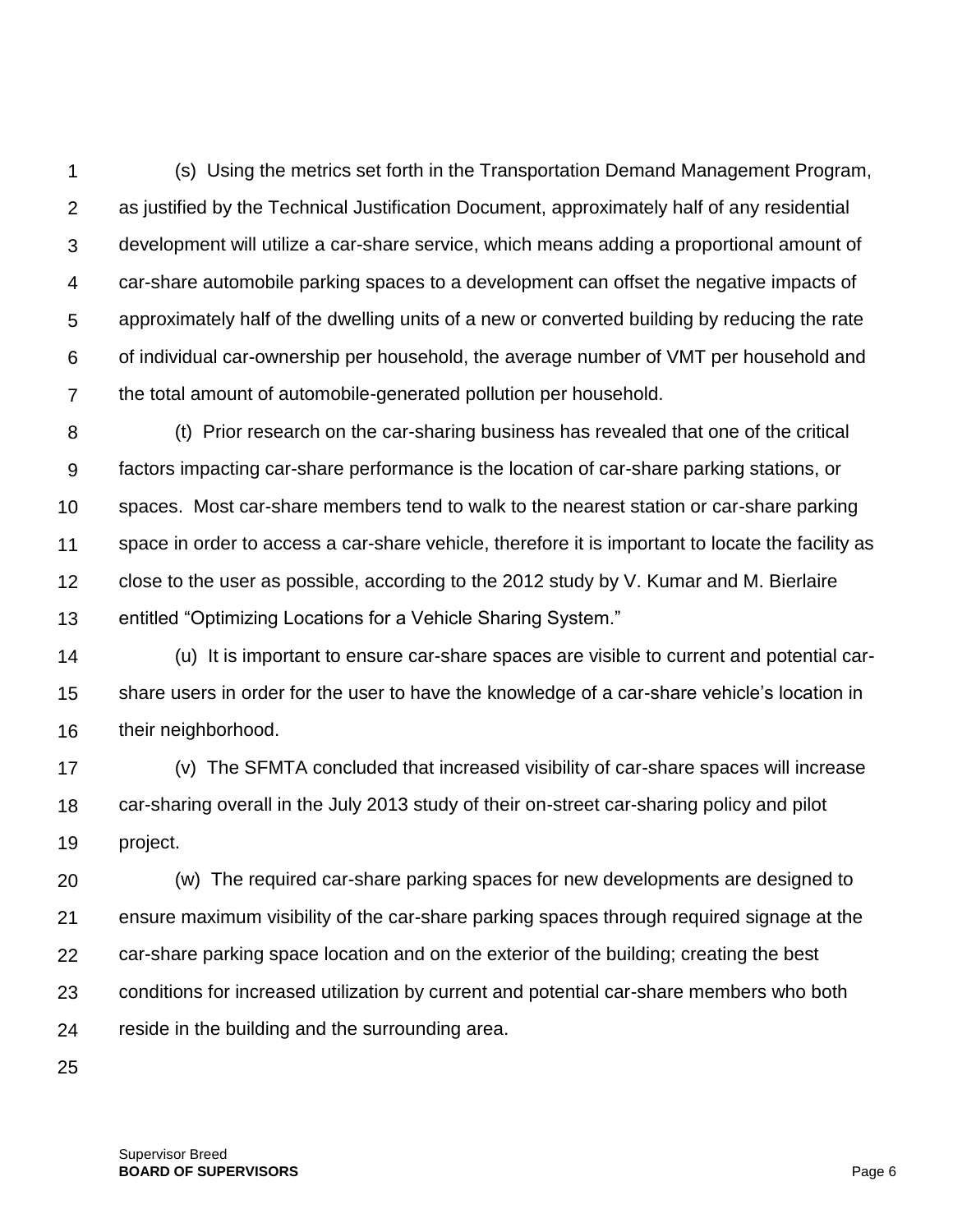(s) Using the metrics set forth in the Transportation Demand Management Program, as justified by the Technical Justification Document, approximately half of any residential development will utilize a car-share service, which means adding a proportional amount of car-share automobile parking spaces to a development can offset the negative impacts of approximately half of the dwelling units of a new or converted building by reducing the rate of individual car-ownership per household, the average number of VMT per household and the total amount of automobile-generated pollution per household.

(t) Prior research on the car-sharing business has revealed that one of the critical factors impacting car-share performance is the location of car-share parking stations, or spaces. Most car-share members tend to walk to the nearest station or car-share parking space in order to access a car-share vehicle, therefore it is important to locate the facility as close to the user as possible, according to the 2012 study by V. Kumar and M. Bierlaire entitled “Optimizing Locations for a Vehicle Sharing System.”

(u) It is important to ensure car-share spaces are visible to current and potential car-share users in order for the user to have the knowledge of a car-share vehicle’s location in their neighborhood.

(v) The SFMTA concluded that increased visibility of car-share spaces will increase car-sharing overall in the July 2013 study of their on-street car-sharing policy and pilot project.

(w) The required car-share parking spaces for new developments are designed to ensure maximum visibility of the car-share parking spaces through required signage at the car-share parking space location and on the exterior of the building; creating the best conditions for increased utilization by current and potential car-share members who both reside in the building and the surrounding area.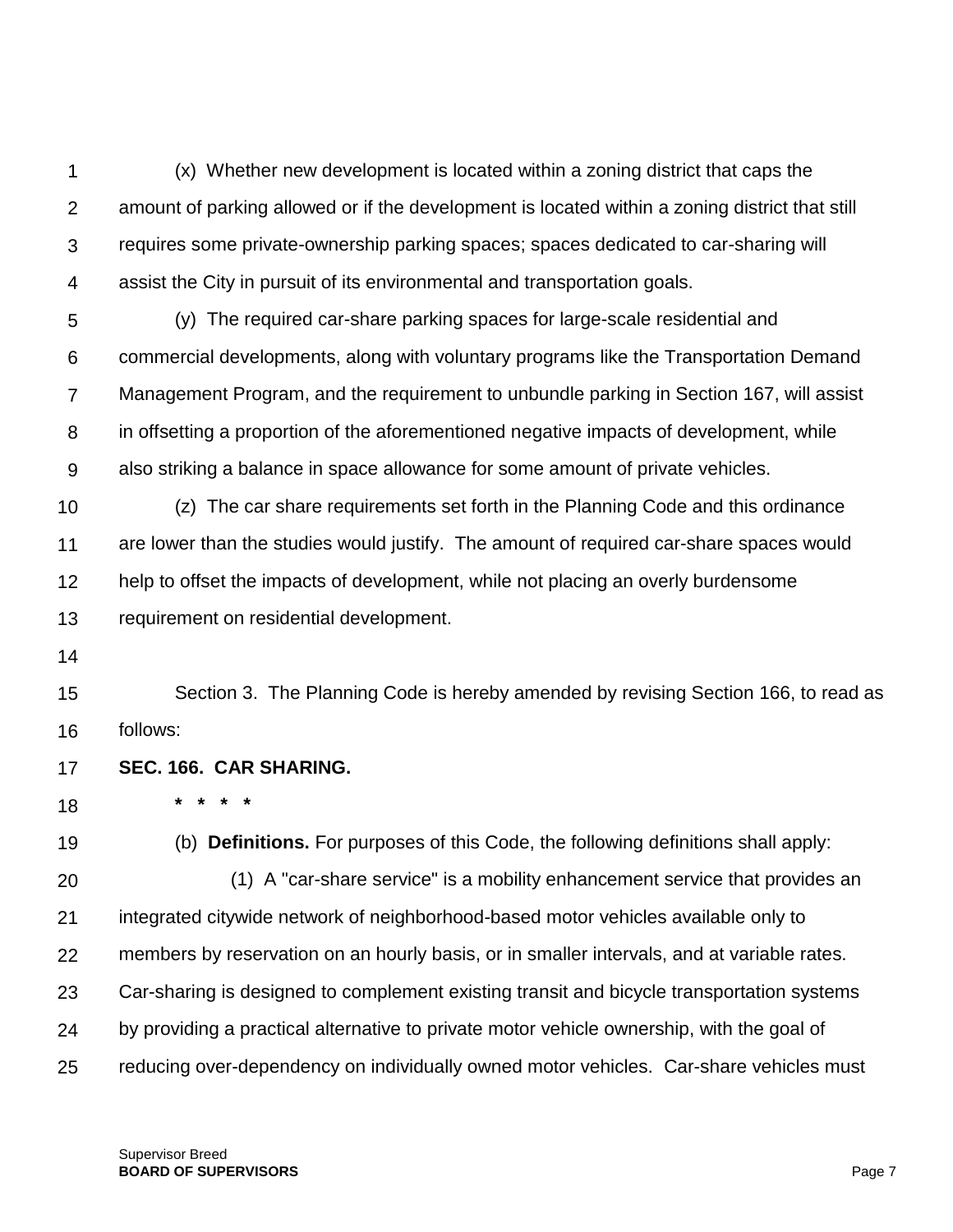(x) Whether new development is located within a zoning district that caps the amount of parking allowed or if the development is located within a zoning district that still requires some private-ownership parking spaces; spaces dedicated to car-sharing will assist the City in pursuit of its environmental and transportation goals.

(y) The required car-share parking spaces for large-scale residential and commercial developments, along with voluntary programs like the Transportation Demand Management Program, and the requirement to unbundle parking in Section 167, will assist in offsetting a proportion of the aforementioned negative impacts of development, while also striking a balance in space allowance for some amount of private vehicles.

(z) The car share requirements set forth in the Planning Code and this ordinance are lower than the studies would justify. The amount of required car-share spaces would help to offset the impacts of development, while not placing an overly burdensome requirement on residential development.

Section 3. The Planning Code is hereby amended by revising Section 166, to read as follows:

**SEC. 166. CAR SHARING.**

**\* \* \* \***

(b) **Definitions.** For purposes of this Code, the following definitions shall apply:

(1) A "car-share service" is a mobility enhancement service that provides an integrated citywide network of neighborhood-based motor vehicles available only to members by reservation on an hourly basis, or in smaller intervals, and at variable rates. Car-sharing is designed to complement existing transit and bicycle transportation systems by providing a practical alternative to private motor vehicle ownership, with the goal of reducing over-dependency on individually owned motor vehicles. Car-share vehicles must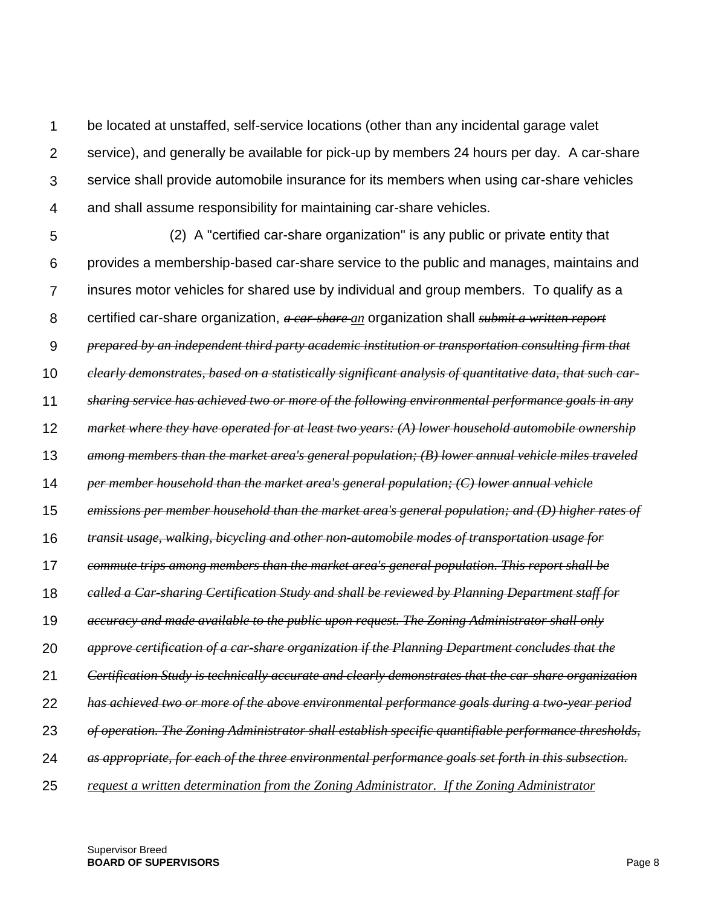be located at unstaffed, self-service locations (other than any incidental garage valet service), and generally be available for pick-up by members 24 hours per day. A car-share service shall provide automobile insurance for its members when using car-share vehicles and shall assume responsibility for maintaining car-share vehicles.

(2) A "certified car-share organization" is any public or private entity that provides a membership-based car-share service to the public and manages, maintains and insures motor vehicles for shared use by individual and group members. To qualify as a certified car-share organization, ~~*a car-share*~~ <u>*an*</u> organization shall ~~*submit a written report prepared by an independent third party academic institution or transportation consulting firm that clearly demonstrates, based on a statistically significant analysis of quantitative data, that such car-sharing service has achieved two or more of the following environmental performance goals in any market where they have operated for at least two years: (A) lower household automobile ownership among members than the market area's general population; (B) lower annual vehicle miles traveled per member household than the market area's general population; (C) lower annual vehicle emissions per member household than the market area's general population; and (D) higher rates of transit usage, walking, bicycling and other non-automobile modes of transportation usage for commute trips among members than the market area's general population. This report shall be called a Car-sharing Certification Study and shall be reviewed by Planning Department staff for accuracy and made available to the public upon request. The Zoning Administrator shall only approve certification of a car-share organization if the Planning Department concludes that the Certification Study is technically accurate and clearly demonstrates that the car-share organization has achieved two or more of the above environmental performance goals during a two-year period of operation. The Zoning Administrator shall establish specific quantifiable performance thresholds, as appropriate, for each of the three environmental performance goals set forth in this subsection.*~~ <u>*request a written determination from the Zoning Administrator. If the Zoning Administrator*</u>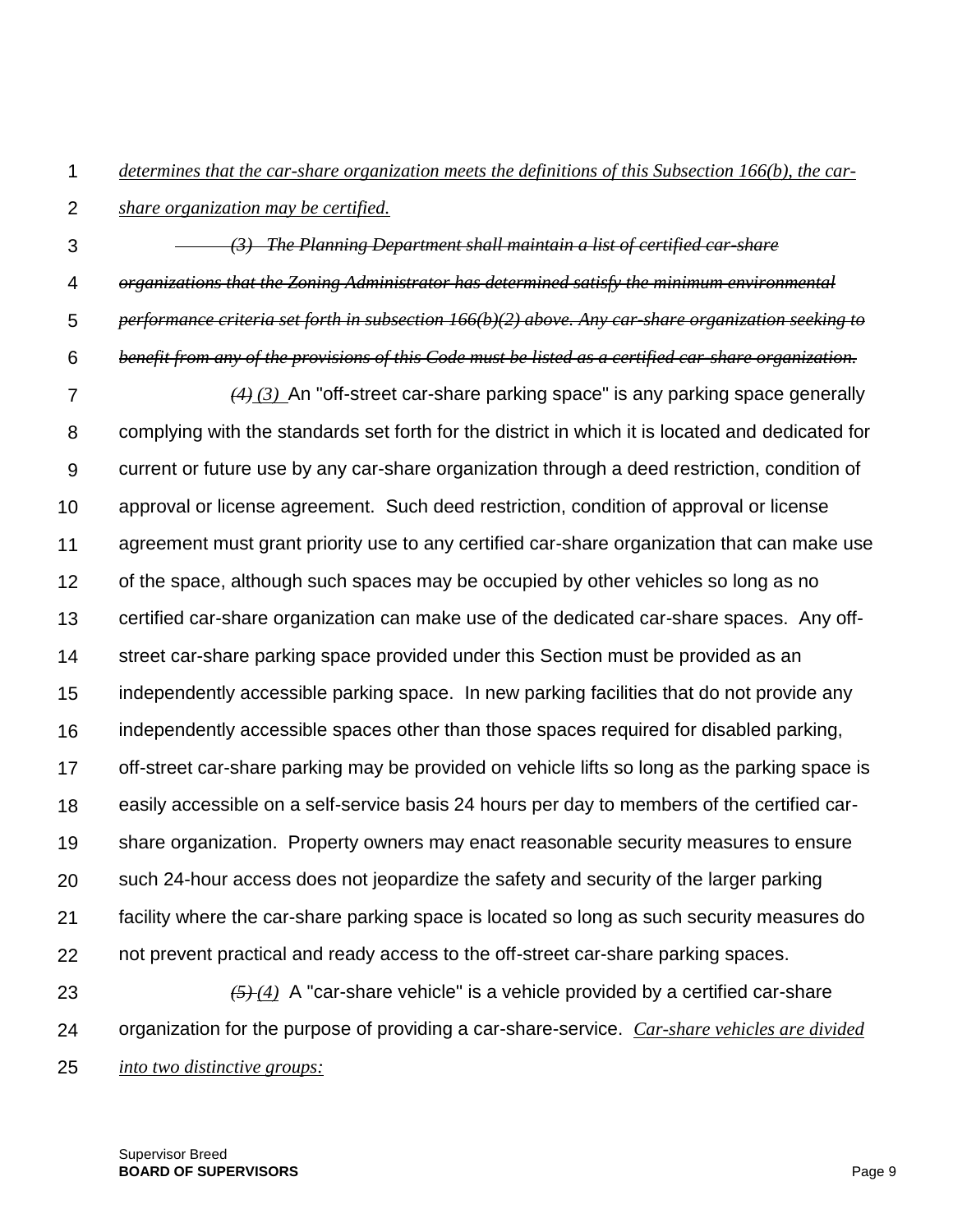*determines that the car-share organization meets the definitions of this Subsection 166(b), the car-share organization may be certified.*

~~*(3) The Planning Department shall maintain a list of certified car-share organizations that the Zoning Administrator has determined satisfy the minimum environmental performance criteria set forth in subsection 166(b)(2) above. Any car-share organization seeking to benefit from any of the provisions of this Code must be listed as a certified car-share organization.*~~

~~*(4)*~~ *(3)* An "off-street car-share parking space" is any parking space generally complying with the standards set forth for the district in which it is located and dedicated for current or future use by any car-share organization through a deed restriction, condition of approval or license agreement. Such deed restriction, condition of approval or license agreement must grant priority use to any certified car-share organization that can make use of the space, although such spaces may be occupied by other vehicles so long as no certified car-share organization can make use of the dedicated car-share spaces. Any off-street car-share parking space provided under this Section must be provided as an independently accessible parking space. In new parking facilities that do not provide any independently accessible spaces other than those spaces required for disabled parking, off-street car-share parking may be provided on vehicle lifts so long as the parking space is easily accessible on a self-service basis 24 hours per day to members of the certified car-share organization. Property owners may enact reasonable security measures to ensure such 24-hour access does not jeopardize the safety and security of the larger parking facility where the car-share parking space is located so long as such security measures do not prevent practical and ready access to the off-street car-share parking spaces.

~~*(5)*~~ *(4)* A "car-share vehicle" is a vehicle provided by a certified car-share organization for the purpose of providing a car-share-service. *Car-share vehicles are divided into two distinctive groups:*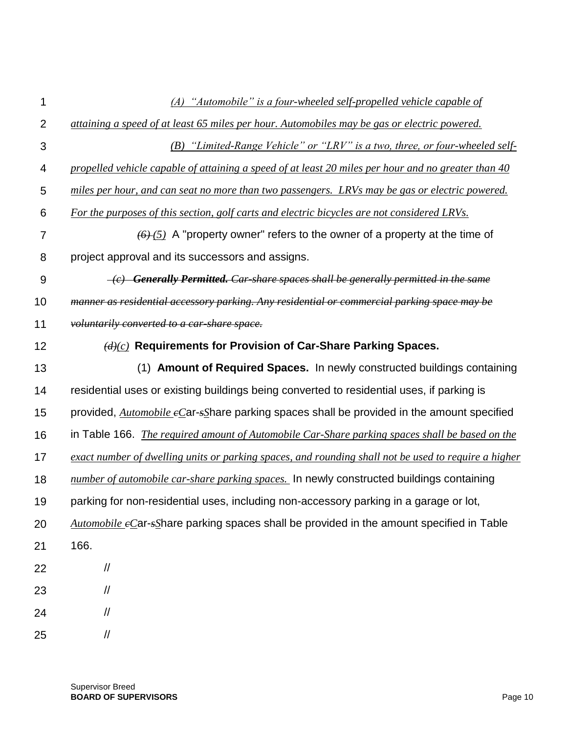(A) "Automobile" is a four-wheeled self-propelled vehicle capable of attaining a speed of at least 65 miles per hour. Automobiles may be gas or electric powered.

(B) "Limited-Range Vehicle" or "LRV" is a two, three, or four-wheeled self-propelled vehicle capable of attaining a speed of at least 20 miles per hour and no greater than 40 miles per hour, and can seat no more than two passengers. LRVs may be gas or electric powered. For the purposes of this section, golf carts and electric bicycles are not considered LRVs.

~~(6)~~ *(5)* A "property owner" refers to the owner of a property at the time of project approval and its successors and assigns.

~~*(c) **Generally Permitted.** Car-share spaces shall be generally permitted in the same manner as residential accessory parking. Any residential or commercial parking space may be voluntarily converted to a car-share space.*~~

~~*(d)*~~*(c)* **Requirements for Provision of Car-Share Parking Spaces.**

(1) **Amount of Required Spaces.** In newly constructed buildings containing residential uses or existing buildings being converted to residential uses, if parking is provided, *Automobile* ~~*c*~~*C*ar-~~*s*~~*S*hare parking spaces shall be provided in the amount specified in Table 166. *The required amount of Automobile Car-Share parking spaces shall be based on the exact number of dwelling units or parking spaces, and rounding shall not be used to require a higher number of automobile car-share parking spaces.* In newly constructed buildings containing parking for non-residential uses, including non-accessory parking in a garage or lot, *Automobile* ~~*c*~~*C*ar-~~*s*~~*S*hare parking spaces shall be provided in the amount specified in Table 166.

//

//

//

//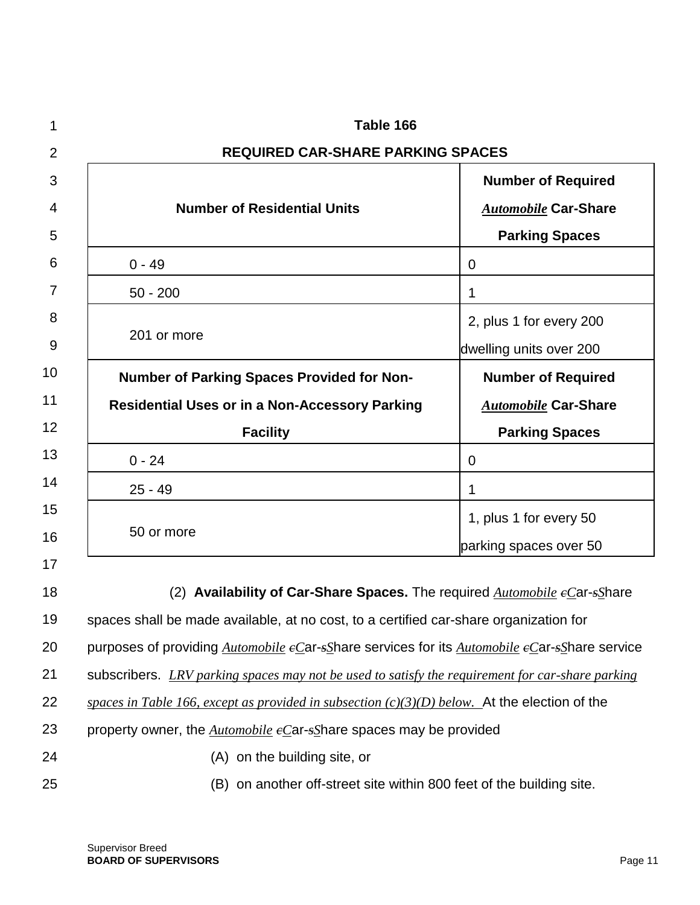**Table 166**

**REQUIRED CAR-SHARE PARKING SPACES**

| Number of Residential Units | Number of Required *Automobile* Car-Share Parking Spaces |
|---|---|
| 0 - 49 | 0 |
| 50 - 200 | 1 |
| 201 or more | 2, plus 1 for every 200 dwelling units over 200 |
| **Number of Parking Spaces Provided for Non-Residential Uses or in a Non-Accessory Parking Facility** | **Number of Required *Automobile* Car-Share Parking Spaces** |
| 0 - 24 | 0 |
| 25 - 49 | 1 |
| 50 or more | 1, plus 1 for every 50 parking spaces over 50 |

(2) **Availability of Car-Share Spaces.** The required *Automobile* ~~c~~*C*ar-~~s~~*S*hare spaces shall be made available, at no cost, to a certified car-share organization for purposes of providing *Automobile* ~~c~~*C*ar-~~s~~*S*hare services for its *Automobile* ~~c~~*C*ar-~~s~~*S*hare service subscribers. *LRV parking spaces may not be used to satisfy the requirement for car-share parking spaces in Table 166, except as provided in subsection (c)(3)(D) below.* At the election of the property owner, the *Automobile* ~~c~~*C*ar-~~s~~*S*hare spaces may be provided

(A) on the building site, or

(B) on another off-street site within 800 feet of the building site.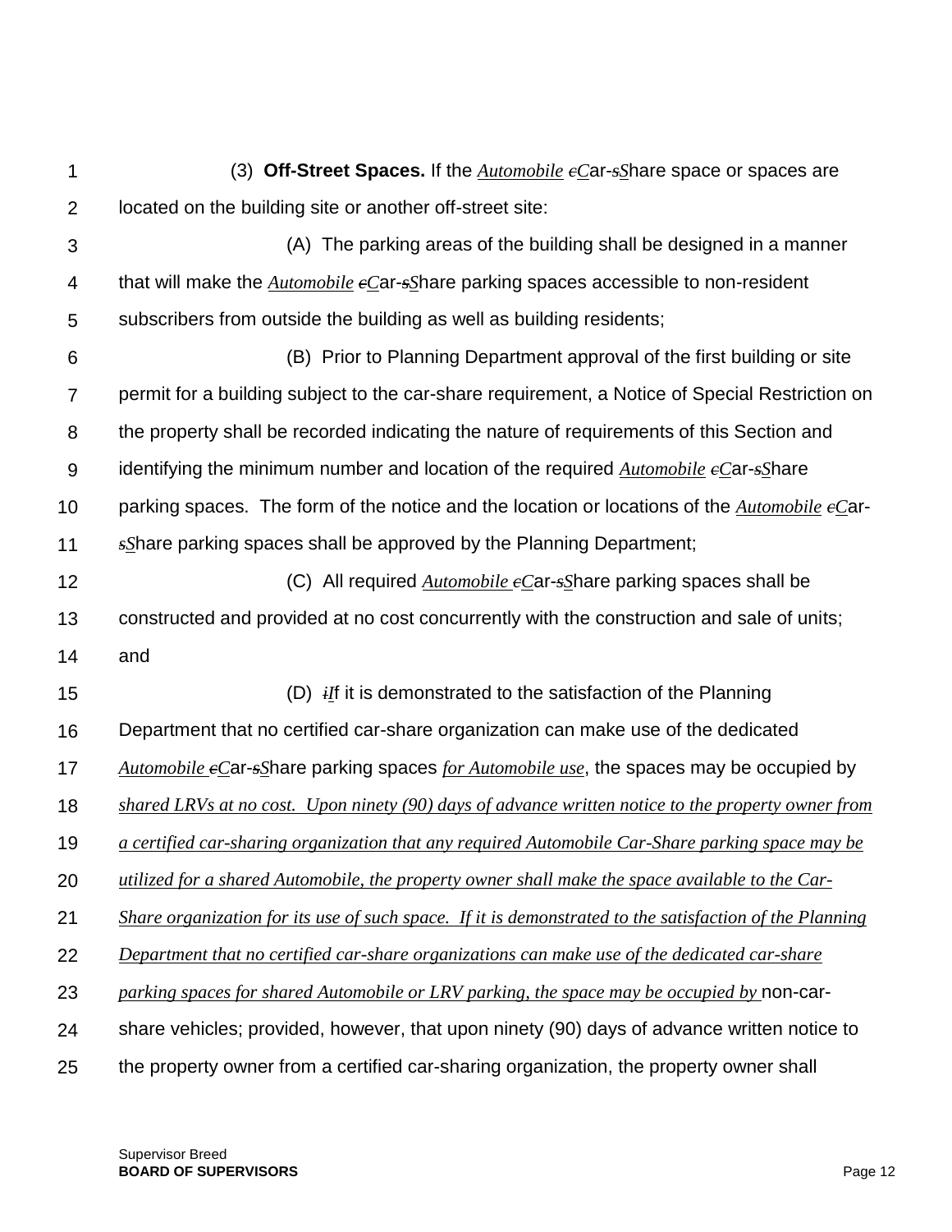(3) **Off-Street Spaces.** If the *Automobile* ~~c~~*C*ar-~~s~~*S*hare space or spaces are located on the building site or another off-street site:

(A) The parking areas of the building shall be designed in a manner that will make the *Automobile* ~~c~~*C*ar-~~s~~*S*hare parking spaces accessible to non-resident subscribers from outside the building as well as building residents;

(B) Prior to Planning Department approval of the first building or site permit for a building subject to the car-share requirement, a Notice of Special Restriction on the property shall be recorded indicating the nature of requirements of this Section and identifying the minimum number and location of the required *Automobile* ~~c~~*C*ar-~~s~~*S*hare parking spaces. The form of the notice and the location or locations of the *Automobile* ~~c~~*C*ar-~~s~~*S*hare parking spaces shall be approved by the Planning Department;

(C) All required *Automobile* ~~c~~*C*ar-~~s~~*S*hare parking spaces shall be constructed and provided at no cost concurrently with the construction and sale of units; and

(D) ~~i~~*I*f it is demonstrated to the satisfaction of the Planning Department that no certified car-share organization can make use of the dedicated *Automobile* ~~c~~*C*ar-~~s~~*S*hare parking spaces *for Automobile use*, the spaces may be occupied by *shared LRVs at no cost. Upon ninety (90) days of advance written notice to the property owner from a certified car-sharing organization that any required Automobile Car-Share parking space may be utilized for a shared Automobile, the property owner shall make the space available to the Car-Share organization for its use of such space. If it is demonstrated to the satisfaction of the Planning Department that no certified car-share organizations can make use of the dedicated car-share parking spaces for shared Automobile or LRV parking, the space may be occupied by* non-car-share vehicles; provided, however, that upon ninety (90) days of advance written notice to the property owner from a certified car-sharing organization, the property owner shall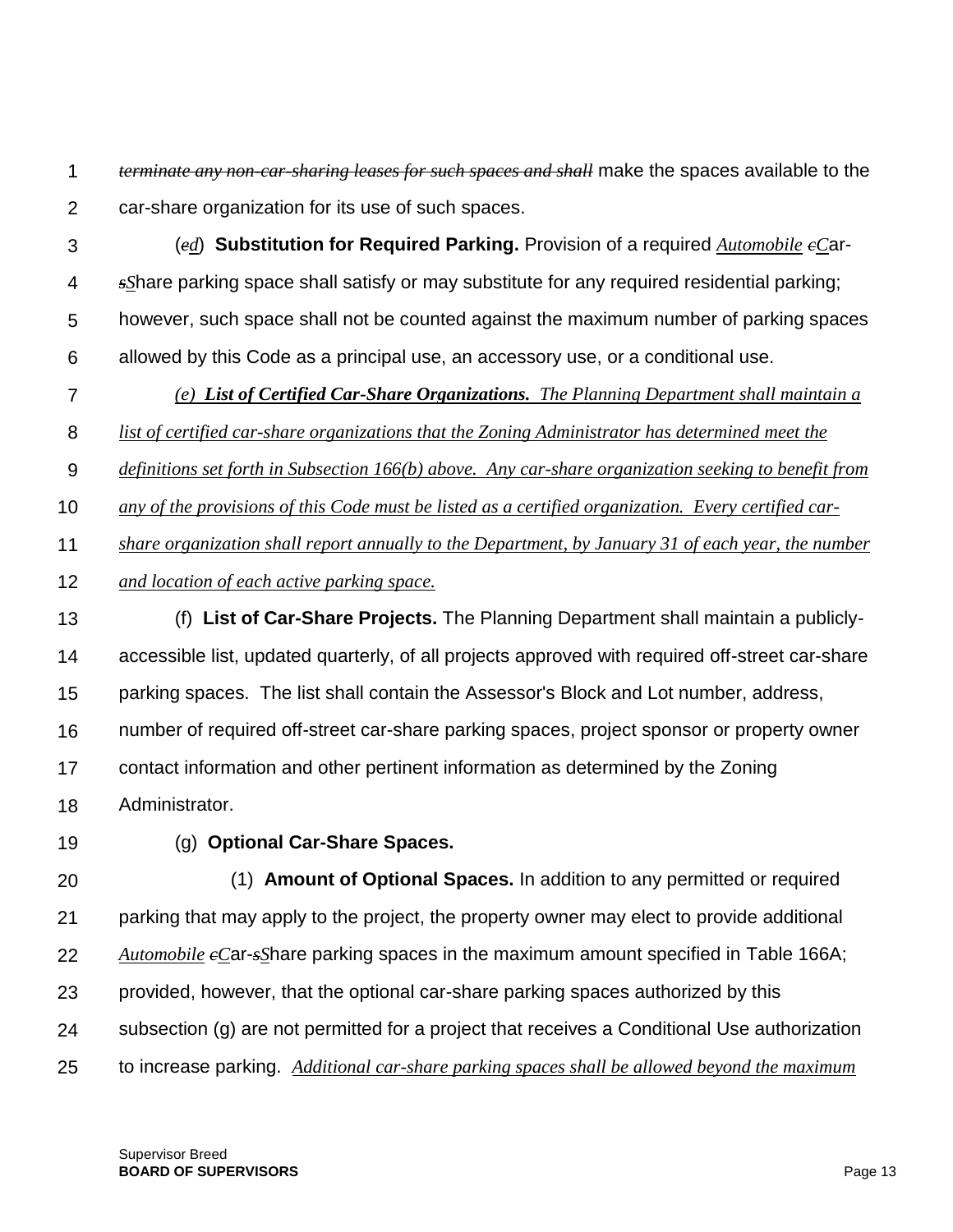~~*terminate any non-car-sharing leases for such spaces and shall*~~ make the spaces available to the car-share organization for its use of such spaces.

(~~*e*~~*d*) **Substitution for Required Parking.** Provision of a required *Automobile* ~~*c*~~*C*ar-~~*s*~~*S*hare parking space shall satisfy or may substitute for any required residential parking; however, such space shall not be counted against the maximum number of parking spaces allowed by this Code as a principal use, an accessory use, or a conditional use.

*(e) **List of Certified Car-Share Organizations.** The Planning Department shall maintain a list of certified car-share organizations that the Zoning Administrator has determined meet the definitions set forth in Subsection 166(b) above. Any car-share organization seeking to benefit from any of the provisions of this Code must be listed as a certified organization. Every certified car-share organization shall report annually to the Department, by January 31 of each year, the number and location of each active parking space.*

(f) **List of Car-Share Projects.** The Planning Department shall maintain a publicly-accessible list, updated quarterly, of all projects approved with required off-street car-share parking spaces. The list shall contain the Assessor's Block and Lot number, address, number of required off-street car-share parking spaces, project sponsor or property owner contact information and other pertinent information as determined by the Zoning Administrator.

(g) **Optional Car-Share Spaces.**

(1) **Amount of Optional Spaces.** In addition to any permitted or required parking that may apply to the project, the property owner may elect to provide additional *Automobile* ~~*c*~~*C*ar-~~*s*~~*S*hare parking spaces in the maximum amount specified in Table 166A; provided, however, that the optional car-share parking spaces authorized by this subsection (g) are not permitted for a project that receives a Conditional Use authorization to increase parking. *Additional car-share parking spaces shall be allowed beyond the maximum*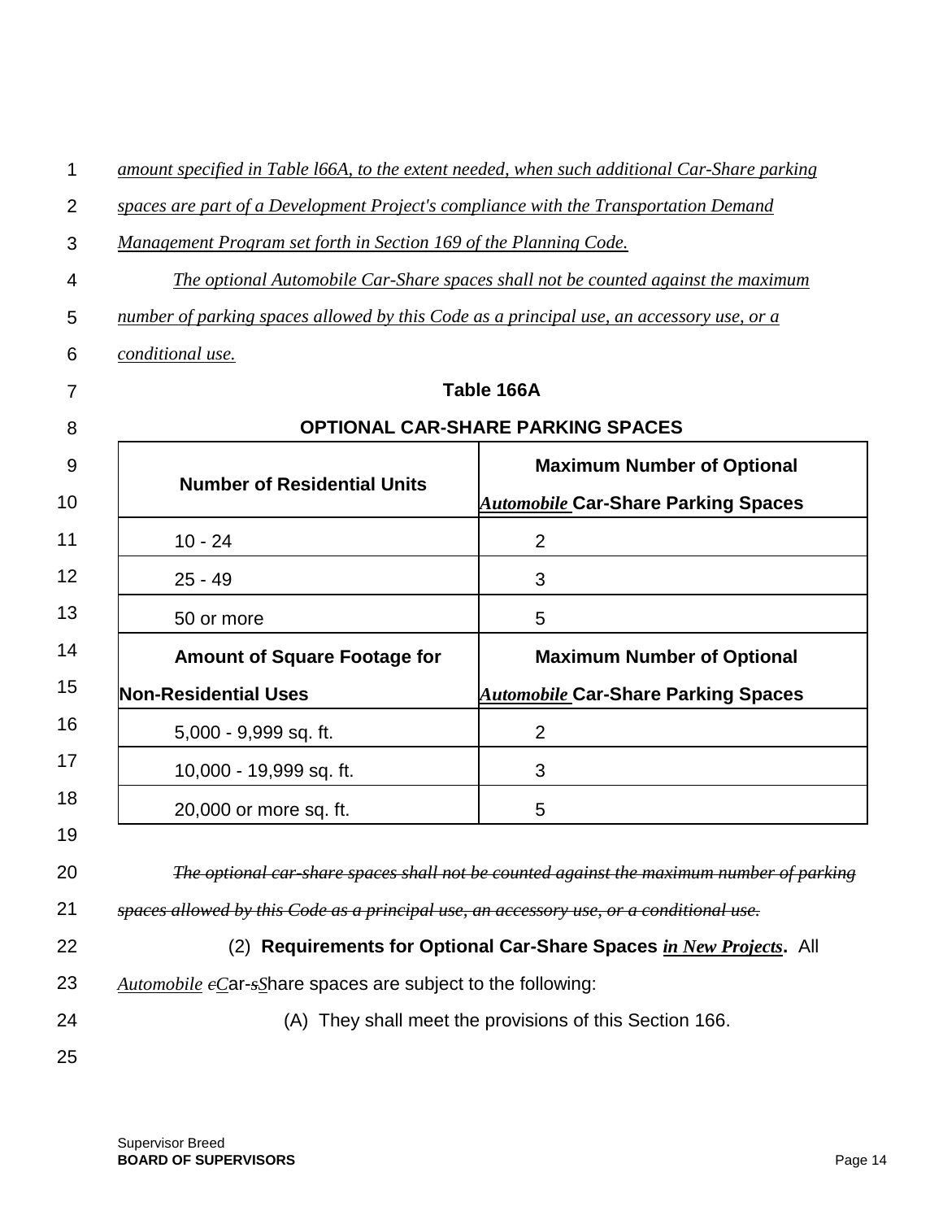*amount specified in Table l66A, to the extent needed, when such additional Car-Share parking spaces are part of a Development Project's compliance with the Transportation Demand Management Program set forth in Section 169 of the Planning Code.*

*The optional Automobile Car-Share spaces shall not be counted against the maximum number of parking spaces allowed by this Code as a principal use, an accessory use, or a conditional use.*

**Table 166A**

**OPTIONAL CAR-SHARE PARKING SPACES**

| **Number of Residential Units** | **Maximum Number of Optional *Automobile* Car-Share Parking Spaces** |
|---|---|
| 10 - 24 | 2 |
| 25 - 49 | 3 |
| 50 or more | 5 |
| **Amount of Square Footage for Non-Residential Uses** | **Maximum Number of Optional *Automobile* Car-Share Parking Spaces** |
| 5,000 - 9,999 sq. ft. | 2 |
| 10,000 - 19,999 sq. ft. | 3 |
| 20,000 or more sq. ft. | 5 |

~~*The optional car-share spaces shall not be counted against the maximum number of parking spaces allowed by this Code as a principal use, an accessory use, or a conditional use.*~~

(2) **Requirements for Optional Car-Share Spaces *in New Projects*.** All *Automobile* ~~c~~*C*ar-~~s~~*S*hare spaces are subject to the following:

(A) They shall meet the provisions of this Section 166.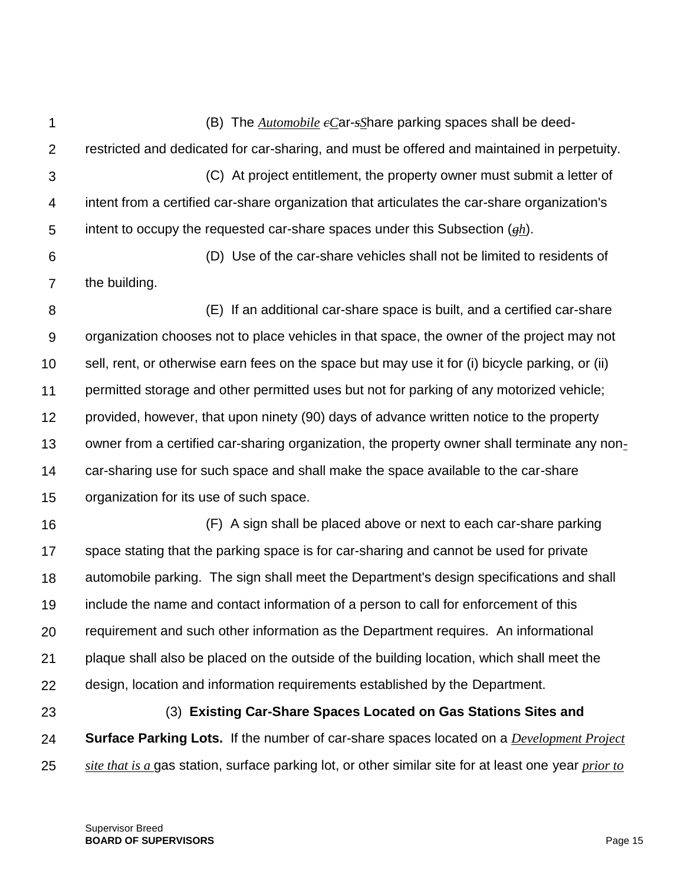(B) The *Automobile* ~~c~~*C*ar-~~s~~*S*hare parking spaces shall be deed-restricted and dedicated for car-sharing, and must be offered and maintained in perpetuity.

(C) At project entitlement, the property owner must submit a letter of intent from a certified car-share organization that articulates the car-share organization's intent to occupy the requested car-share spaces under this Subsection (~~g~~*h*).

(D) Use of the car-share vehicles shall not be limited to residents of the building.

(E) If an additional car-share space is built, and a certified car-share organization chooses not to place vehicles in that space, the owner of the project may not sell, rent, or otherwise earn fees on the space but may use it for (i) bicycle parking, or (ii) permitted storage and other permitted uses but not for parking of any motorized vehicle; provided, however, that upon ninety (90) days of advance written notice to the property owner from a certified car-sharing organization, the property owner shall terminate any non-car-sharing use for such space and shall make the space available to the car-share organization for its use of such space.

(F) A sign shall be placed above or next to each car-share parking space stating that the parking space is for car-sharing and cannot be used for private automobile parking. The sign shall meet the Department's design specifications and shall include the name and contact information of a person to call for enforcement of this requirement and such other information as the Department requires. An informational plaque shall also be placed on the outside of the building location, which shall meet the design, location and information requirements established by the Department.

(3) **Existing Car-Share Spaces Located on Gas Stations Sites and Surface Parking Lots.** If the number of car-share spaces located on a *Development Project site that is a* gas station, surface parking lot, or other similar site for at least one year *prior to*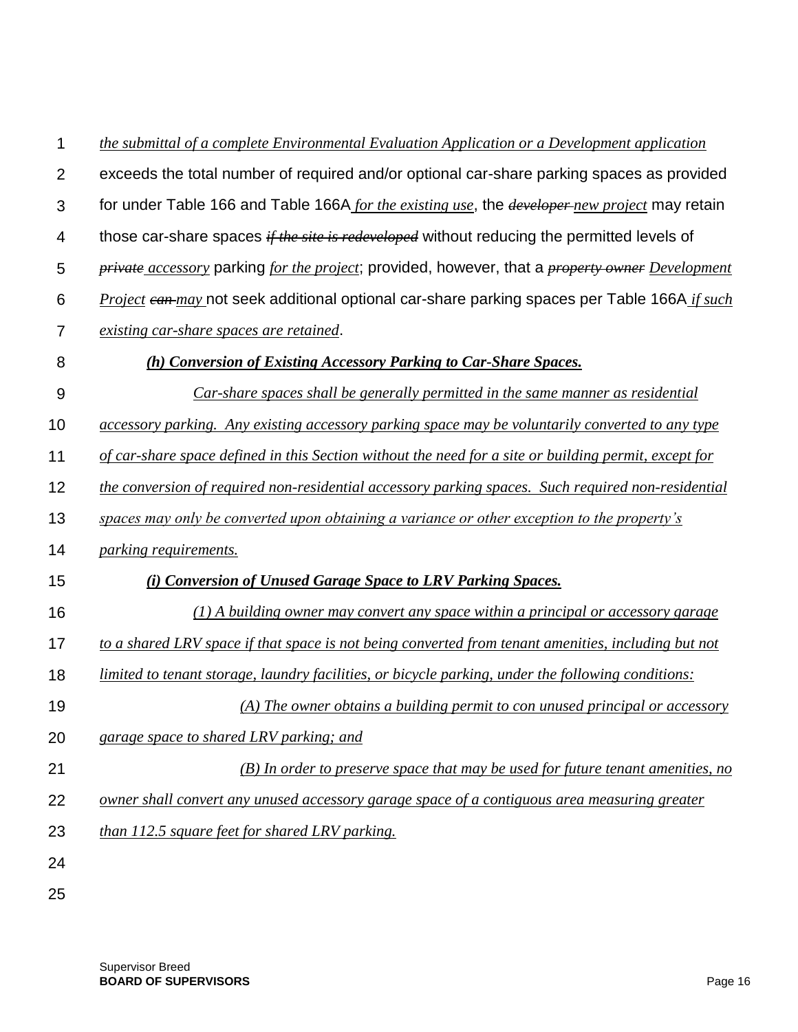*the submittal of a complete Environmental Evaluation Application or a Development application* exceeds the total number of required and/or optional car-share parking spaces as provided for under Table 166 and Table 166A *for the existing use*, the ~~*developer*~~ *new project* may retain those car-share spaces ~~*if the site is redeveloped*~~ without reducing the permitted levels of ~~*private*~~ *accessory* parking *for the project*; provided, however, that a ~~*property owner*~~ *Development Project* ~~*can*~~ *may* not seek additional optional car-share parking spaces per Table 166A *if such existing car-share spaces are retained*.

***(h) Conversion of Existing Accessory Parking to Car-Share Spaces.***

*Car-share spaces shall be generally permitted in the same manner as residential accessory parking. Any existing accessory parking space may be voluntarily converted to any type of car-share space defined in this Section without the need for a site or building permit, except for the conversion of required non-residential accessory parking spaces. Such required non-residential spaces may only be converted upon obtaining a variance or other exception to the property's parking requirements.*

***(i) Conversion of Unused Garage Space to LRV Parking Spaces.***

*(1) A building owner may convert any space within a principal or accessory garage to a shared LRV space if that space is not being converted from tenant amenities, including but not limited to tenant storage, laundry facilities, or bicycle parking, under the following conditions:*

*(A) The owner obtains a building permit to con unused principal or accessory garage space to shared LRV parking; and*

*(B) In order to preserve space that may be used for future tenant amenities, no owner shall convert any unused accessory garage space of a contiguous area measuring greater than 112.5 square feet for shared LRV parking.*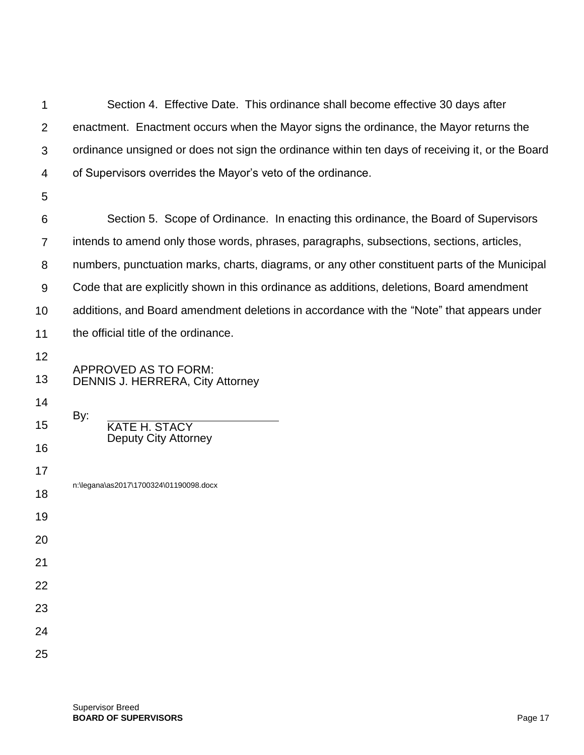Section 4. Effective Date. This ordinance shall become effective 30 days after enactment. Enactment occurs when the Mayor signs the ordinance, the Mayor returns the ordinance unsigned or does not sign the ordinance within ten days of receiving it, or the Board of Supervisors overrides the Mayor's veto of the ordinance.

Section 5. Scope of Ordinance. In enacting this ordinance, the Board of Supervisors intends to amend only those words, phrases, paragraphs, subsections, sections, articles, numbers, punctuation marks, charts, diagrams, or any other constituent parts of the Municipal Code that are explicitly shown in this ordinance as additions, deletions, Board amendment additions, and Board amendment deletions in accordance with the "Note" that appears under the official title of the ordinance.

APPROVED AS TO FORM:
DENNIS J. HERRERA, City Attorney

By: ______________________________
KATE H. STACY
Deputy City Attorney

n:\legana\as2017\1700324\01190098.docx

Supervisor Breed
**BOARD OF SUPERVISORS**